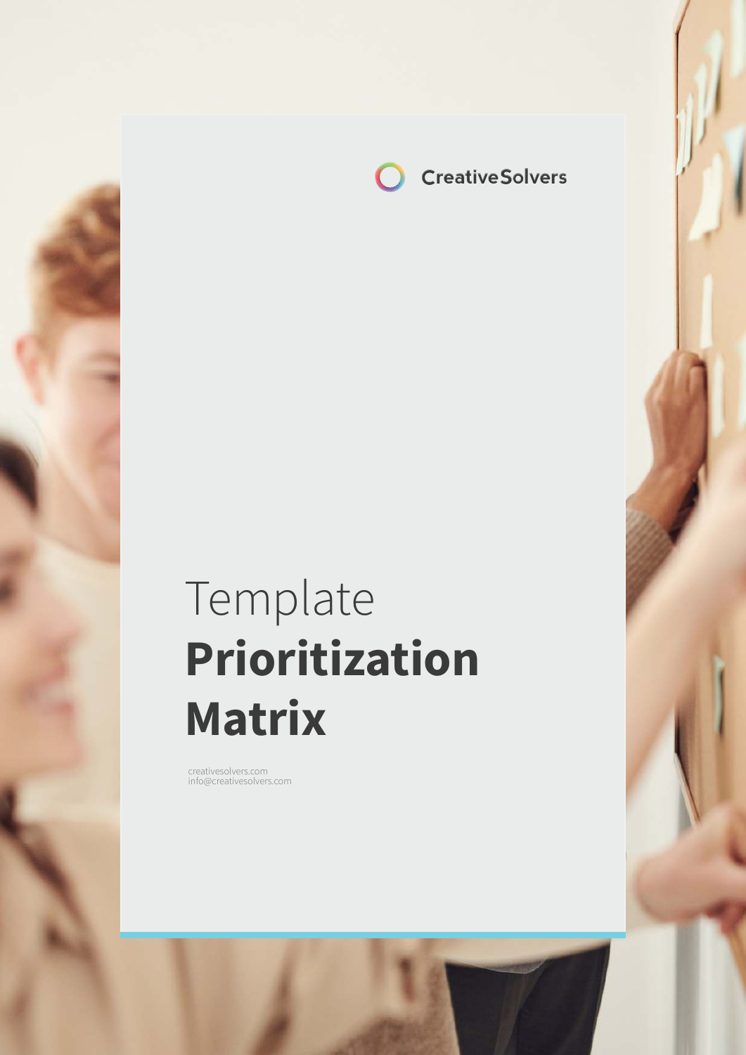CreativeSolvers

# Template **Prioritization Matrix**

creativesolvers.com
info@creativesolvers.com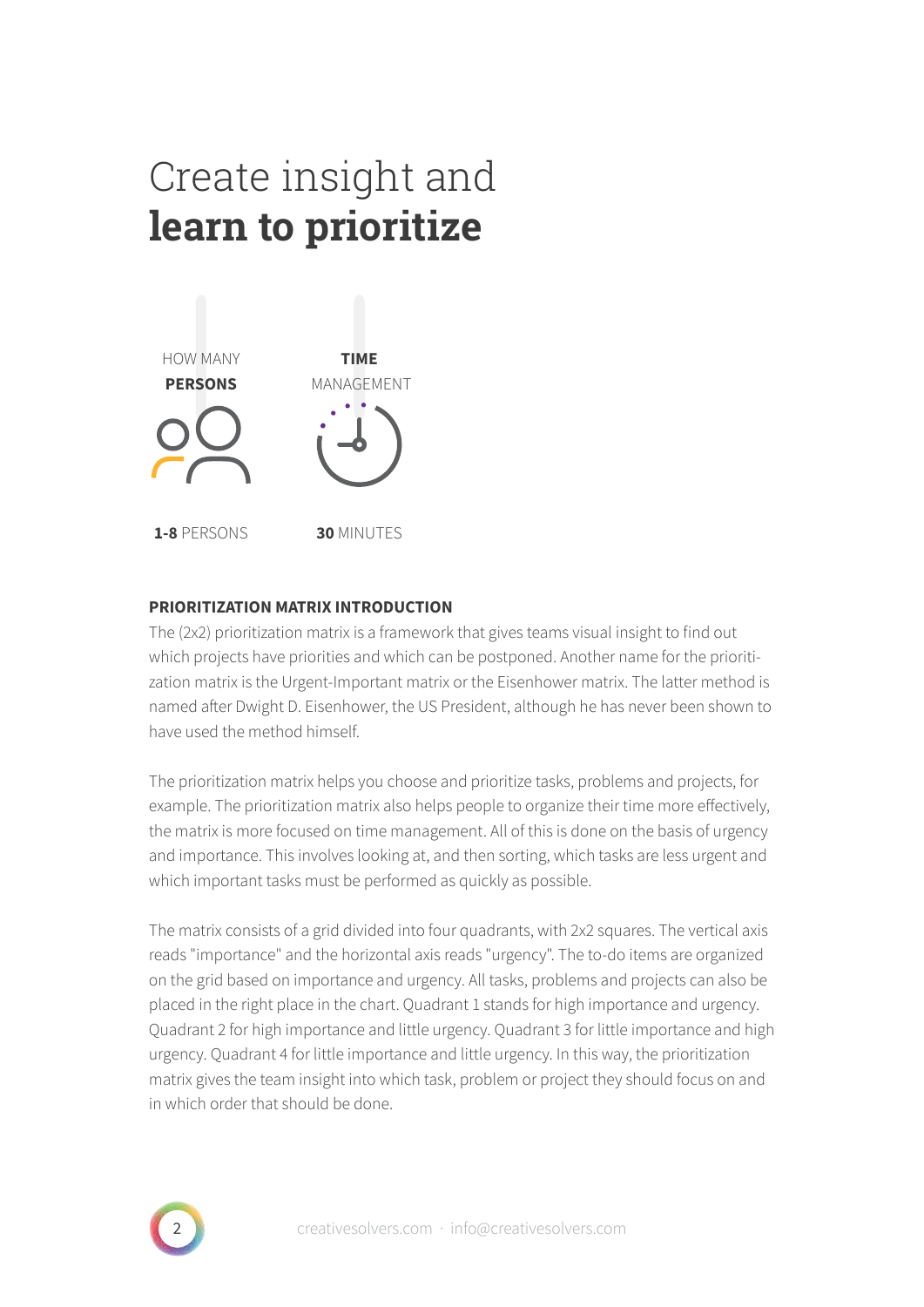# Create insight and **learn to prioritize**

HOW MANY **PERSONS**

**1-8** PERSONS

**TIME** MANAGEMENT

**30** MINUTES

**PRIORITIZATION MATRIX INTRODUCTION**

The (2x2) prioritization matrix is a framework that gives teams visual insight to find out which projects have priorities and which can be postponed. Another name for the prioritization matrix is the Urgent-Important matrix or the Eisenhower matrix. The latter method is named after Dwight D. Eisenhower, the US President, although he has never been shown to have used the method himself.

The prioritization matrix helps you choose and prioritize tasks, problems and projects, for example. The prioritization matrix also helps people to organize their time more effectively, the matrix is more focused on time management. All of this is done on the basis of urgency and importance. This involves looking at, and then sorting, which tasks are less urgent and which important tasks must be performed as quickly as possible.

The matrix consists of a grid divided into four quadrants, with 2x2 squares. The vertical axis reads "importance" and the horizontal axis reads "urgency". The to-do items are organized on the grid based on importance and urgency. All tasks, problems and projects can also be placed in the right place in the chart. Quadrant 1 stands for high importance and urgency. Quadrant 2 for high importance and little urgency. Quadrant 3 for little importance and high urgency. Quadrant 4 for little importance and little urgency. In this way, the prioritization matrix gives the team insight into which task, problem or project they should focus on and in which order that should be done.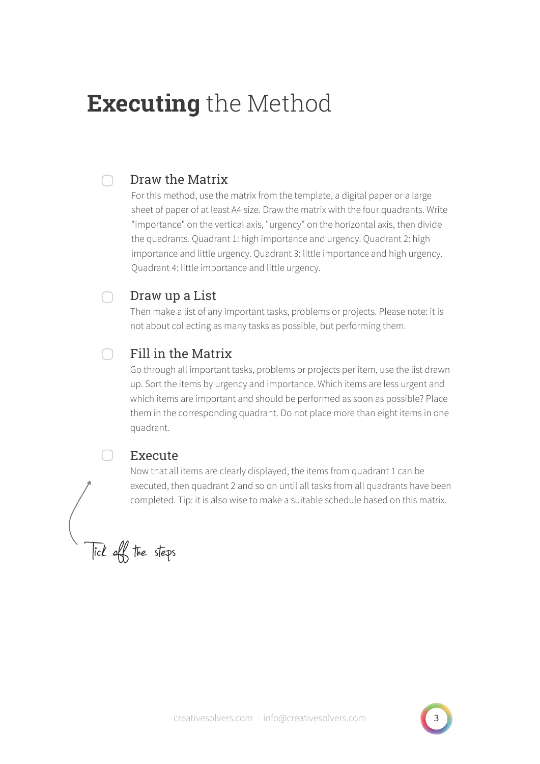# **Executing** the Method

- [ ] **Draw the Matrix**

  For this method, use the matrix from the template, a digital paper or a large sheet of paper of at least A4 size. Draw the matrix with the four quadrants. Write "importance" on the vertical axis, "urgency" on the horizontal axis, then divide the quadrants. Quadrant 1: high importance and urgency. Quadrant 2: high importance and little urgency. Quadrant 3: little importance and high urgency. Quadrant 4: little importance and little urgency.

- [ ] **Draw up a List**

  Then make a list of any important tasks, problems or projects. Please note: it is not about collecting as many tasks as possible, but performing them.

- [ ] **Fill in the Matrix**

  Go through all important tasks, problems or projects per item, use the list drawn up. Sort the items by urgency and importance. Which items are less urgent and which items are important and should be performed as soon as possible? Place them in the corresponding quadrant. Do not place more than eight items in one quadrant.

- [ ] **Execute**

  Now that all items are clearly displayed, the items from quadrant 1 can be executed, then quadrant 2 and so on until all tasks from all quadrants have been completed. Tip: it is also wise to make a suitable schedule based on this matrix.

Tick off the steps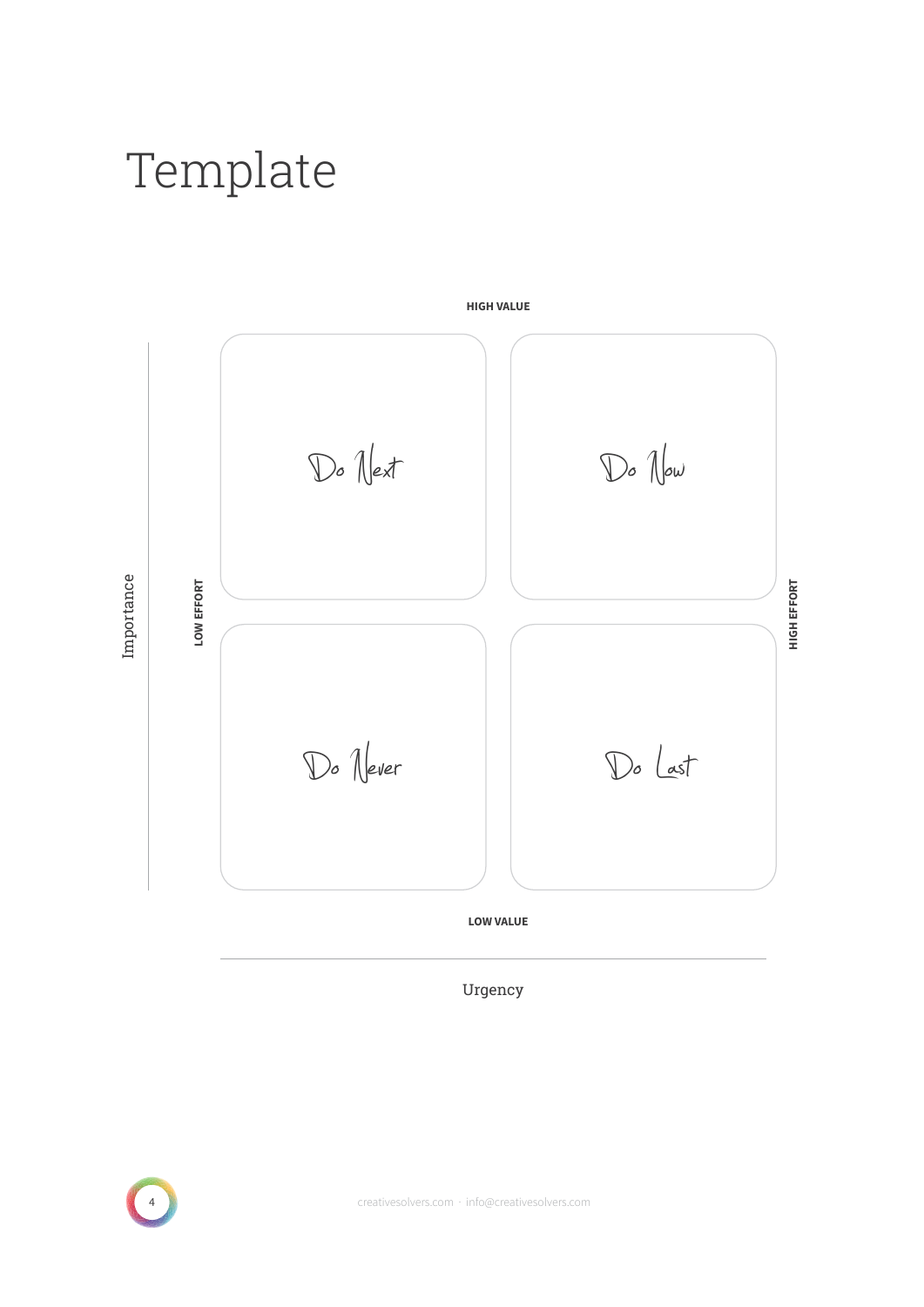# Template

HIGH VALUE

Importance

LOW EFFORT

Do Next

Do Now

Do Never

Do Last

HIGH EFFORT

LOW VALUE

Urgency

creativesolvers.com · info@creativesolvers.com